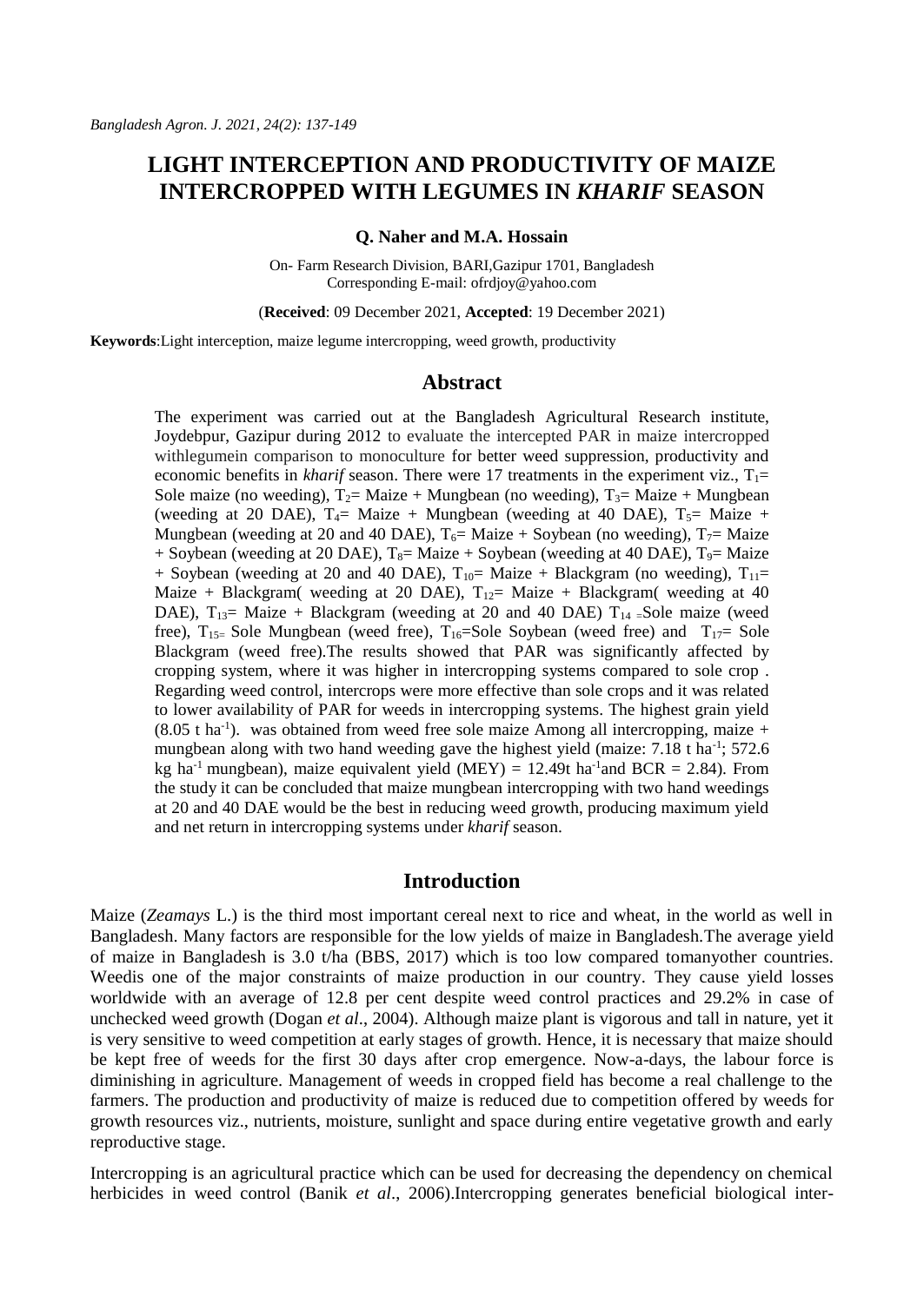# LIGHT INTERCEPTION AND PRODUCTIVITY OF MAIZE INTERCROPPED WITH LEGUMES IN *KHARIF* SEASON

**Q. Naher and M.A. Hossain**

On- Farm Research Division, BARI,Gazipur 1701, Bangladesh
Corresponding E-mail: ofrdjoy@yahoo.com

(**Received**: 09 December 2021, **Accepted**: 19 December 2021)

**Keywords**:Light interception, maize legume intercropping, weed growth, productivity

## Abstract

The experiment was carried out at the Bangladesh Agricultural Research institute, Joydebpur, Gazipur during 2012 to evaluate the intercepted PAR in maize intercropped withlegumein comparison to monoculture for better weed suppression, productivity and economic benefits in *kharif* season. There were 17 treatments in the experiment viz., $T_1$= Sole maize (no weeding), $T_2$= Maize + Mungbean (no weeding), $T_3$= Maize + Mungbean (weeding at 20 DAE), $T_4$= Maize + Mungbean (weeding at 40 DAE), $T_5$= Maize + Mungbean (weeding at 20 and 40 DAE), $T_6$= Maize + Soybean (no weeding), $T_7$= Maize + Soybean (weeding at 20 DAE), $T_8$= Maize + Soybean (weeding at 40 DAE), $T_9$= Maize + Soybean (weeding at 20 and 40 DAE), $T_{10}$= Maize + Blackgram (no weeding), $T_{11}$= Maize + Blackgram( weeding at 20 DAE), $T_{12}$= Maize + Blackgram( weeding at 40 DAE), $T_{13}$= Maize + Blackgram (weeding at 20 and 40 DAE) $T_{14}$ =Sole maize (weed free), $T_{15}$= Sole Mungbean (weed free), $T_{16}$=Sole Soybean (weed free) and $T_{17}$= Sole Blackgram (weed free).The results showed that PAR was significantly affected by cropping system, where it was higher in intercropping systems compared to sole crop . Regarding weed control, intercrops were more effective than sole crops and it was related to lower availability of PAR for weeds in intercropping systems. The highest grain yield (8.05 t ha$^{-1}$). was obtained from weed free sole maize Among all intercropping, maize + mungbean along with two hand weeding gave the highest yield (maize: 7.18 t ha$^{-1}$; 572.6 kg ha$^{-1}$ mungbean), maize equivalent yield (MEY) = 12.49t ha$^{-1}$and BCR = 2.84). From the study it can be concluded that maize mungbean intercropping with two hand weedings at 20 and 40 DAE would be the best in reducing weed growth, producing maximum yield and net return in intercropping systems under *kharif* season.

## Introduction

Maize (*Zeamays* L.) is the third most important cereal next to rice and wheat, in the world as well in Bangladesh. Many factors are responsible for the low yields of maize in Bangladesh.The average yield of maize in Bangladesh is 3.0 t/ha (BBS, 2017) which is too low compared tomanyother countries. Weedis one of the major constraints of maize production in our country. They cause yield losses worldwide with an average of 12.8 per cent despite weed control practices and 29.2% in case of unchecked weed growth (Dogan *et al*., 2004). Although maize plant is vigorous and tall in nature, yet it is very sensitive to weed competition at early stages of growth. Hence, it is necessary that maize should be kept free of weeds for the first 30 days after crop emergence. Now-a-days, the labour force is diminishing in agriculture. Management of weeds in cropped field has become a real challenge to the farmers. The production and productivity of maize is reduced due to competition offered by weeds for growth resources viz., nutrients, moisture, sunlight and space during entire vegetative growth and early reproductive stage.

Intercropping is an agricultural practice which can be used for decreasing the dependency on chemical herbicides in weed control (Banik *et al*., 2006).Intercropping generates beneficial biological inter-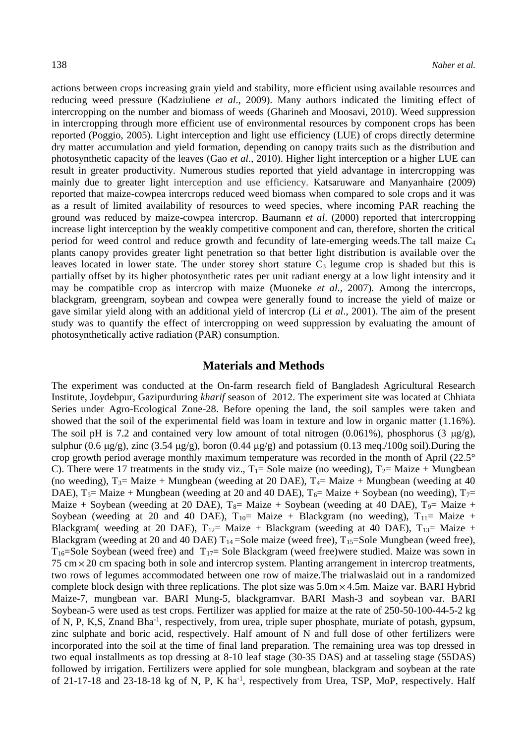actions between crops increasing grain yield and stability, more efficient using available resources and reducing weed pressure (Kadziuliene *et al*., 2009). Many authors indicated the limiting effect of intercropping on the number and biomass of weeds (Gharineh and Moosavi, 2010). Weed suppression in intercropping through more efficient use of environmental resources by component crops has been reported (Poggio, 2005). Light interception and light use efficiency (LUE) of crops directly determine dry matter accumulation and yield formation, depending on canopy traits such as the distribution and photosynthetic capacity of the leaves (Gao *et al*., 2010). Higher light interception or a higher LUE can result in greater productivity. Numerous studies reported that yield advantage in intercropping was mainly due to greater light interception and use efficiency. Katsaruware and Manyanhaire (2009) reported that maize-cowpea intercrops reduced weed biomass when compared to sole crops and it was as a result of limited availability of resources to weed species, where incoming PAR reaching the ground was reduced by maize-cowpea intercrop. Baumann *et al*. (2000) reported that intercropping increase light interception by the weakly competitive component and can, therefore, shorten the critical period for weed control and reduce growth and fecundity of late-emerging weeds.The tall maize $C_4$ plants canopy provides greater light penetration so that better light distribution is available over the leaves located in lower state. The under storey short stature $C_3$ legume crop is shaded but this is partially offset by its higher photosynthetic rates per unit radiant energy at a low light intensity and it may be compatible crop as intercrop with maize (Muoneke *et al*., 2007). Among the intercrops, blackgram, greengram, soybean and cowpea were generally found to increase the yield of maize or gave similar yield along with an additional yield of intercrop (Li *et al*., 2001). The aim of the present study was to quantify the effect of intercropping on weed suppression by evaluating the amount of photosynthetically active radiation (PAR) consumption.

## Materials and Methods

The experiment was conducted at the On-farm research field of Bangladesh Agricultural Research Institute, Joydebpur, Gazipurduring *kharif* season of 2012. The experiment site was located at Chhiata Series under Agro-Ecological Zone-28. Before opening the land, the soil samples were taken and showed that the soil of the experimental field was loam in texture and low in organic matter (1.16%). The soil pH is 7.2 and contained very low amount of total nitrogen (0.061%), phosphorus (3 μg/g), sulphur (0.6 μg/g), zinc (3.54 μg/g), boron (0.44 μg/g) and potassium (0.13 meq./100g soil).During the crop growth period average monthly maximum temperature was recorded in the month of April (22.5° C). There were 17 treatments in the study viz., $T_1$= Sole maize (no weeding), $T_2$= Maize + Mungbean (no weeding), $T_3$= Maize + Mungbean (weeding at 20 DAE), $T_4$= Maize + Mungbean (weeding at 40 DAE), $T_5$= Maize + Mungbean (weeding at 20 and 40 DAE), $T_6$= Maize + Soybean (no weeding), $T_7$= Maize + Soybean (weeding at 20 DAE), $T_8$= Maize + Soybean (weeding at 40 DAE), $T_9$= Maize + Soybean (weeding at 20 and 40 DAE), $T_{10}$= Maize + Blackgram (no weeding), $T_{11}$= Maize + Blackgram( weeding at 20 DAE), $T_{12}$= Maize + Blackgram (weeding at 40 DAE), $T_{13}$= Maize + Blackgram (weeding at 20 and 40 DAE) $T_{14}$ =Sole maize (weed free), $T_{15}$=Sole Mungbean (weed free), $T_{16}$=Sole Soybean (weed free) and $T_{17}$= Sole Blackgram (weed free)were studied. Maize was sown in 75 cm × 20 cm spacing both in sole and intercrop system. Planting arrangement in intercrop treatments, two rows of legumes accommodated between one row of maize.The trialwaslaid out in a randomized complete block design with three replications. The plot size was 5.0m × 4.5m. Maize var. BARI Hybrid Maize-7, mungbean var. BARI Mung-5, blackgramvar. BARI Mash-3 and soybean var. BARI Soybean-5 were used as test crops. Fertilizer was applied for maize at the rate of 250-50-100-44-5-2 kg of N, P, K,S, Znand B$ha^{-1}$, respectively, from urea, triple super phosphate, muriate of potash, gypsum, zinc sulphate and boric acid, respectively. Half amount of N and full dose of other fertilizers were incorporated into the soil at the time of final land preparation. The remaining urea was top dressed in two equal installments as top dressing at 8-10 leaf stage (30-35 DAS) and at tasseling stage (55DAS) followed by irrigation. Fertilizers were applied for sole mungbean, blackgram and soybean at the rate of 21-17-18 and 23-18-18 kg of N, P, K $ha^{-1}$, respectively from Urea, TSP, MoP, respectively. Half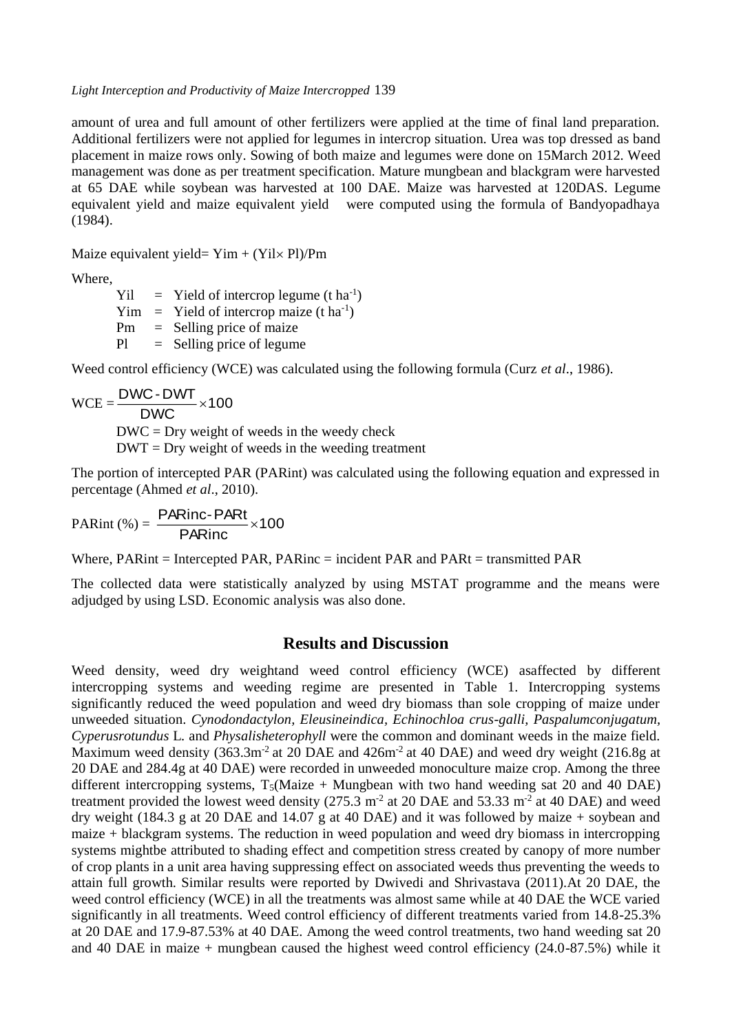amount of urea and full amount of other fertilizers were applied at the time of final land preparation. Additional fertilizers were not applied for legumes in intercrop situation. Urea was top dressed as band placement in maize rows only. Sowing of both maize and legumes were done on 15March 2012. Weed management was done as per treatment specification. Mature mungbean and blackgram were harvested at 65 DAE while soybean was harvested at 100 DAE. Maize was harvested at 120DAS. Legume equivalent yield and maize equivalent yield were computed using the formula of Bandyopadhaya (1984).

Maize equivalent yield= $Yim + (Yil \times Pl)/Pm$

Where,

- Yil = Yield of intercrop legume (t $ha^{-1}$)
- Yim = Yield of intercrop maize (t $ha^{-1}$)
- Pm = Selling price of maize
- Pl = Selling price of legume

Weed control efficiency (WCE) was calculated using the following formula (Curz *et al*., 1986).

$$\text{WCE} = \frac{\text{DWC} - \text{DWT}}{\text{DWC}} \times 100$$

DWC = Dry weight of weeds in the weedy check
DWT = Dry weight of weeds in the weeding treatment

The portion of intercepted PAR (PARint) was calculated using the following equation and expressed in percentage (Ahmed *et al*., 2010).

$$\text{PARint (\%)} = \frac{\text{PARinc} - \text{PARt}}{\text{PARinc}} \times 100$$

Where, PARint = Intercepted PAR, PARinc = incident PAR and PARt = transmitted PAR

The collected data were statistically analyzed by using MSTAT programme and the means were adjudged by using LSD. Economic analysis was also done.

## Results and Discussion

Weed density, weed dry weightand weed control efficiency (WCE) asaffected by different intercropping systems and weeding regime are presented in Table 1. Intercropping systems significantly reduced the weed population and weed dry biomass than sole cropping of maize under unweeded situation. *Cynodondactylon, Eleusineindica, Echinochloa crus-galli, Paspalumconjugatum, Cyperusrotundus* L. and *Physalisheterophyll* were the common and dominant weeds in the maize field. Maximum weed density (363.3$m^{-2}$ at 20 DAE and 426$m^{-2}$ at 40 DAE) and weed dry weight (216.8g at 20 DAE and 284.4g at 40 DAE) were recorded in unweeded monoculture maize crop. Among the three different intercropping systems, $T_5$(Maize + Mungbean with two hand weeding sat 20 and 40 DAE) treatment provided the lowest weed density (275.3 $m^{-2}$ at 20 DAE and 53.33 $m^{-2}$ at 40 DAE) and weed dry weight (184.3 g at 20 DAE and 14.07 g at 40 DAE) and it was followed by maize + soybean and maize + blackgram systems. The reduction in weed population and weed dry biomass in intercropping systems mightbe attributed to shading effect and competition stress created by canopy of more number of crop plants in a unit area having suppressing effect on associated weeds thus preventing the weeds to attain full growth. Similar results were reported by Dwivedi and Shrivastava (2011).At 20 DAE, the weed control efficiency (WCE) in all the treatments was almost same while at 40 DAE the WCE varied significantly in all treatments. Weed control efficiency of different treatments varied from 14.8-25.3% at 20 DAE and 17.9-87.53% at 40 DAE. Among the weed control treatments, two hand weeding sat 20 and 40 DAE in maize + mungbean caused the highest weed control efficiency (24.0-87.5%) while it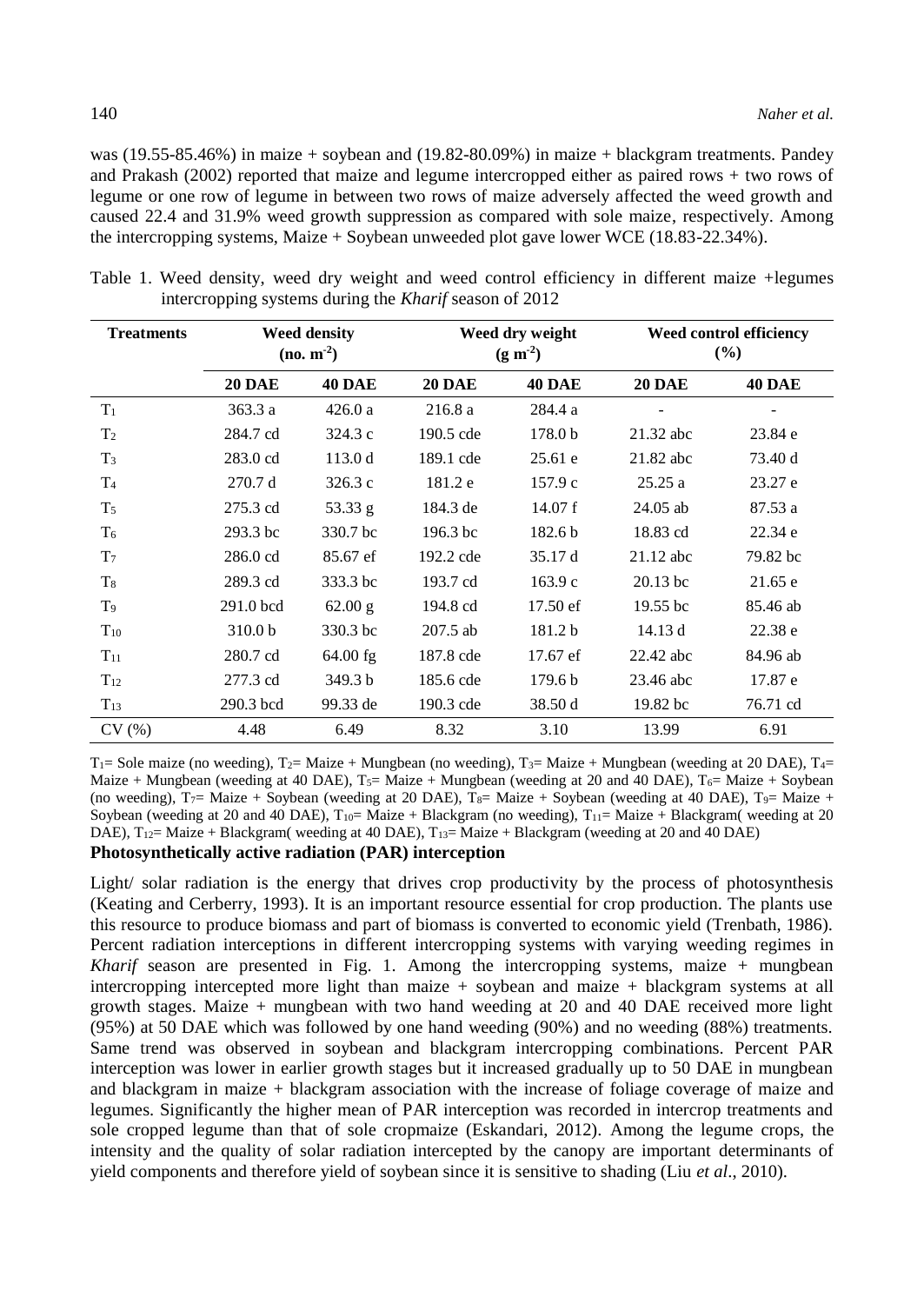was (19.55-85.46%) in maize + soybean and (19.82-80.09%) in maize + blackgram treatments. Pandey and Prakash (2002) reported that maize and legume intercropped either as paired rows + two rows of legume or one row of legume in between two rows of maize adversely affected the weed growth and caused 22.4 and 31.9% weed growth suppression as compared with sole maize, respectively. Among the intercropping systems, Maize + Soybean unweeded plot gave lower WCE (18.83-22.34%).

Table 1. Weed density, weed dry weight and weed control efficiency in different maize +legumes intercropping systems during the *Kharif* season of 2012

| **Treatments** | **Weed density ($no.\ m^{-2}$)** | | **Weed dry weight ($g\ m^{-2}$)** | | **Weed control efficiency (%)** | |
|---|---|---|---|---|---|---|
| | **20 DAE** | **40 DAE** | **20 DAE** | **40 DAE** | **20 DAE** | **40 DAE** |
| $T_1$ | 363.3 a | 426.0 a | 216.8 a | 284.4 a | - | - |
| $T_2$ | 284.7 cd | 324.3 c | 190.5 cde | 178.0 b | 21.32 abc | 23.84 e |
| $T_3$ | 283.0 cd | 113.0 d | 189.1 cde | 25.61 e | 21.82 abc | 73.40 d |
| $T_4$ | 270.7 d | 326.3 c | 181.2 e | 157.9 c | 25.25 a | 23.27 e |
| $T_5$ | 275.3 cd | 53.33 g | 184.3 de | 14.07 f | 24.05 ab | 87.53 a |
| $T_6$ | 293.3 bc | 330.7 bc | 196.3 bc | 182.6 b | 18.83 cd | 22.34 e |
| $T_7$ | 286.0 cd | 85.67 ef | 192.2 cde | 35.17 d | 21.12 abc | 79.82 bc |
| $T_8$ | 289.3 cd | 333.3 bc | 193.7 cd | 163.9 c | 20.13 bc | 21.65 e |
| $T_9$ | 291.0 bcd | 62.00 g | 194.8 cd | 17.50 ef | 19.55 bc | 85.46 ab |
| $T_{10}$ | 310.0 b | 330.3 bc | 207.5 ab | 181.2 b | 14.13 d | 22.38 e |
| $T_{11}$ | 280.7 cd | 64.00 fg | 187.8 cde | 17.67 ef | 22.42 abc | 84.96 ab |
| $T_{12}$ | 277.3 cd | 349.3 b | 185.6 cde | 179.6 b | 23.46 abc | 17.87 e |
| $T_{13}$ | 290.3 bcd | 99.33 de | 190.3 cde | 38.50 d | 19.82 bc | 76.71 cd |
| CV (%) | 4.48 | 6.49 | 8.32 | 3.10 | 13.99 | 6.91 |

$T_1$= Sole maize (no weeding), $T_2$= Maize + Mungbean (no weeding), $T_3$= Maize + Mungbean (weeding at 20 DAE), $T_4$= Maize + Mungbean (weeding at 40 DAE), $T_5$= Maize + Mungbean (weeding at 20 and 40 DAE), $T_6$= Maize + Soybean (no weeding), $T_7$= Maize + Soybean (weeding at 20 DAE), $T_8$= Maize + Soybean (weeding at 40 DAE), $T_9$= Maize + Soybean (weeding at 20 and 40 DAE), $T_{10}$= Maize + Blackgram (no weeding), $T_{11}$= Maize + Blackgram( weeding at 20 DAE), $T_{12}$= Maize + Blackgram( weeding at 40 DAE), $T_{13}$= Maize + Blackgram (weeding at 20 and 40 DAE)

**Photosynthetically active radiation (PAR) interception**

Light/ solar radiation is the energy that drives crop productivity by the process of photosynthesis (Keating and Cerberry, 1993). It is an important resource essential for crop production. The plants use this resource to produce biomass and part of biomass is converted to economic yield (Trenbath, 1986). Percent radiation interceptions in different intercropping systems with varying weeding regimes in *Kharif* season are presented in Fig. 1. Among the intercropping systems, maize + mungbean intercropping intercepted more light than maize + soybean and maize + blackgram systems at all growth stages. Maize + mungbean with two hand weeding at 20 and 40 DAE received more light (95%) at 50 DAE which was followed by one hand weeding (90%) and no weeding (88%) treatments. Same trend was observed in soybean and blackgram intercropping combinations. Percent PAR interception was lower in earlier growth stages but it increased gradually up to 50 DAE in mungbean and blackgram in maize + blackgram association with the increase of foliage coverage of maize and legumes. Significantly the higher mean of PAR interception was recorded in intercrop treatments and sole cropped legume than that of sole cropmaize (Eskandari, 2012). Among the legume crops, the intensity and the quality of solar radiation intercepted by the canopy are important determinants of yield components and therefore yield of soybean since it is sensitive to shading (Liu *et al*., 2010).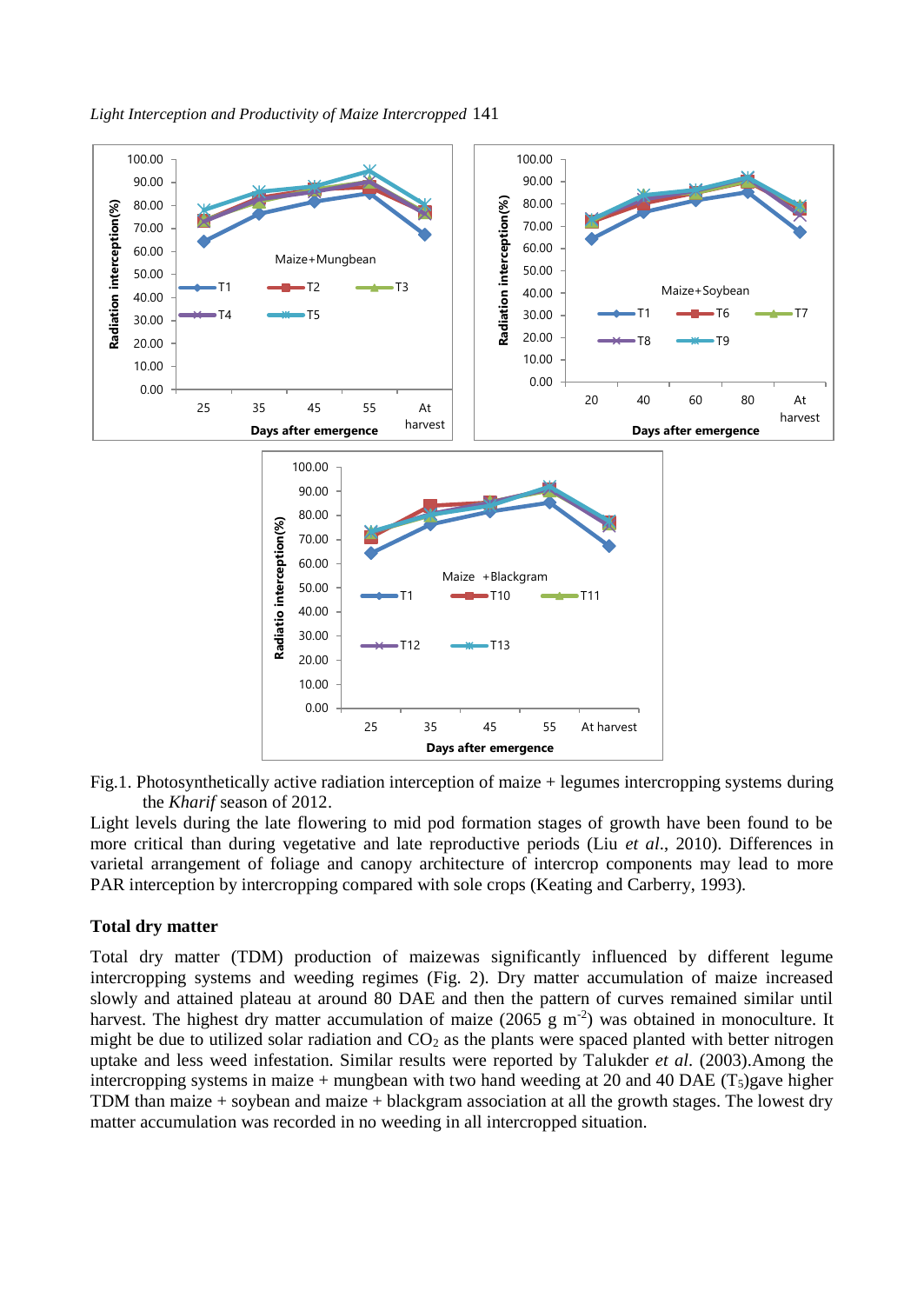Fig.1. Photosynthetically active radiation interception of maize + legumes intercropping systems during the *Kharif* season of 2012.

Light levels during the late flowering to mid pod formation stages of growth have been found to be more critical than during vegetative and late reproductive periods (Liu *et al*., 2010). Differences in varietal arrangement of foliage and canopy architecture of intercrop components may lead to more PAR interception by intercropping compared with sole crops (Keating and Carberry, 1993).

### Total dry matter

Total dry matter (TDM) production of maizewas significantly influenced by different legume intercropping systems and weeding regimes (Fig. 2). Dry matter accumulation of maize increased slowly and attained plateau at around 80 DAE and then the pattern of curves remained similar until harvest. The highest dry matter accumulation of maize (2065 g $m^{-2}$) was obtained in monoculture. It might be due to utilized solar radiation and $CO_2$ as the plants were spaced planted with better nitrogen uptake and less weed infestation. Similar results were reported by Talukder *et al*. (2003).Among the intercropping systems in maize + mungbean with two hand weeding at 20 and 40 DAE ($T_5$)gave higher TDM than maize + soybean and maize + blackgram association at all the growth stages. The lowest dry matter accumulation was recorded in no weeding in all intercropped situation.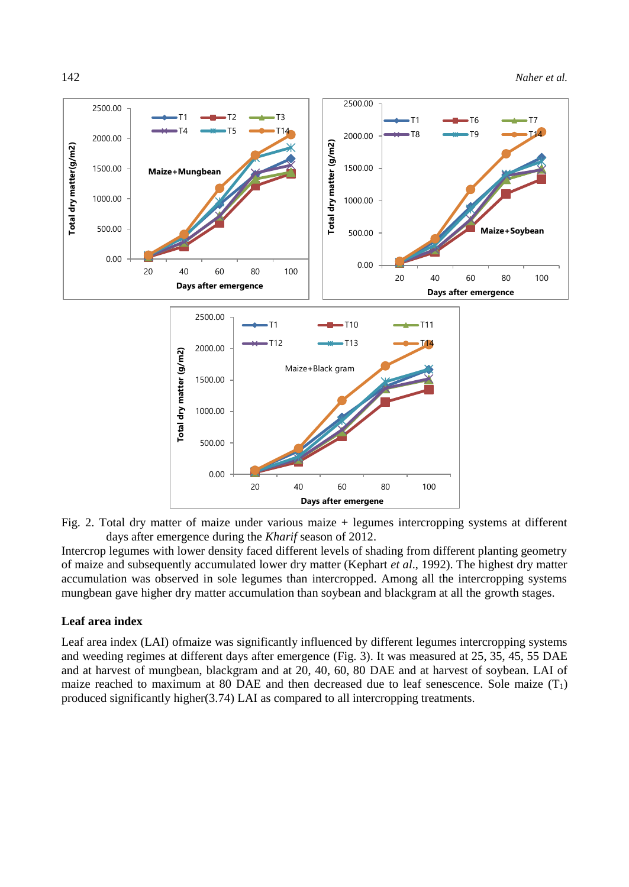Fig. 2. Total dry matter of maize under various maize + legumes intercropping systems at different days after emergence during the *Kharif* season of 2012.

Intercrop legumes with lower density faced different levels of shading from different planting geometry of maize and subsequently accumulated lower dry matter (Kephart *et al*., 1992). The highest dry matter accumulation was observed in sole legumes than intercropped. Among all the intercropping systems mungbean gave higher dry matter accumulation than soybean and blackgram at all the growth stages.

## Leaf area index

Leaf area index (LAI) ofmaize was significantly influenced by different legumes intercropping systems and weeding regimes at different days after emergence (Fig. 3). It was measured at 25, 35, 45, 55 DAE and at harvest of mungbean, blackgram and at 20, 40, 60, 80 DAE and at harvest of soybean. LAI of maize reached to maximum at 80 DAE and then decreased due to leaf senescence. Sole maize ($T_1$) produced significantly higher(3.74) LAI as compared to all intercropping treatments.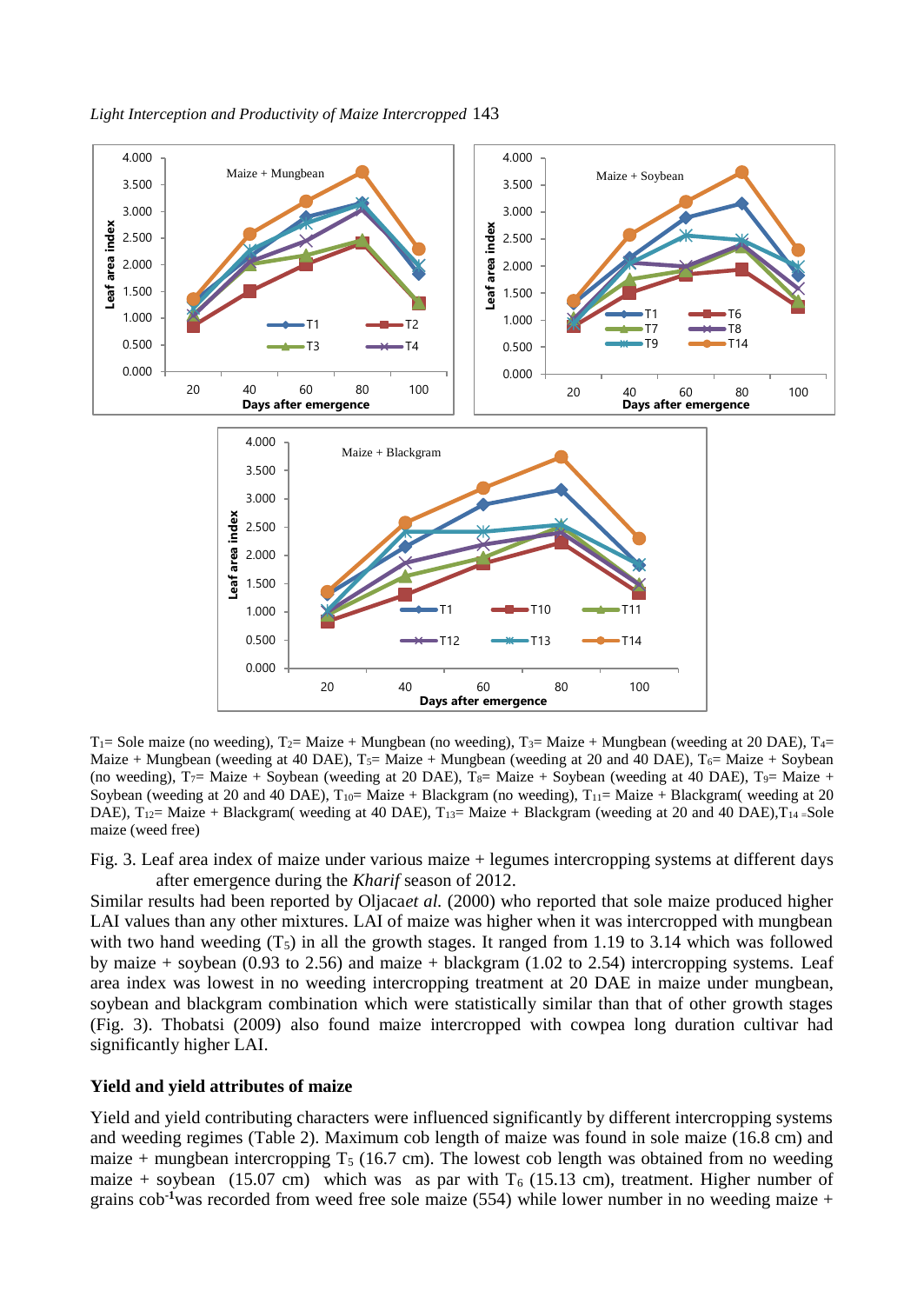$T_1$= Sole maize (no weeding), $T_2$= Maize + Mungbean (no weeding), $T_3$= Maize + Mungbean (weeding at 20 DAE), $T_4$= Maize + Mungbean (weeding at 40 DAE), $T_5$= Maize + Mungbean (weeding at 20 and 40 DAE), $T_6$= Maize + Soybean (no weeding), $T_7$= Maize + Soybean (weeding at 20 DAE), $T_8$= Maize + Soybean (weeding at 40 DAE), $T_9$= Maize + Soybean (weeding at 20 and 40 DAE), $T_{10}$= Maize + Blackgram (no weeding), $T_{11}$= Maize + Blackgram( weeding at 20 DAE), $T_{12}$= Maize + Blackgram( weeding at 40 DAE), $T_{13}$= Maize + Blackgram (weeding at 20 and 40 DAE),$T_{14}$ =Sole maize (weed free)

Fig. 3. Leaf area index of maize under various maize + legumes intercropping systems at different days after emergence during the *Kharif* season of 2012.

Similar results had been reported by Oljaca*et al.* (2000) who reported that sole maize produced higher LAI values than any other mixtures. LAI of maize was higher when it was intercropped with mungbean with two hand weeding ($T_5$) in all the growth stages. It ranged from 1.19 to 3.14 which was followed by maize + soybean (0.93 to 2.56) and maize + blackgram (1.02 to 2.54) intercropping systems. Leaf area index was lowest in no weeding intercropping treatment at 20 DAE in maize under mungbean, soybean and blackgram combination which were statistically similar than that of other growth stages (Fig. 3). Thobatsi (2009) also found maize intercropped with cowpea long duration cultivar had significantly higher LAI.

## Yield and yield attributes of maize

Yield and yield contributing characters were influenced significantly by different intercropping systems and weeding regimes (Table 2). Maximum cob length of maize was found in sole maize (16.8 cm) and maize + mungbean intercropping $T_5$ (16.7 cm). The lowest cob length was obtained from no weeding maize + soybean (15.07 cm) which was as par with $T_6$ (15.13 cm), treatment. Higher number of grains cob$^{-1}$was recorded from weed free sole maize (554) while lower number in no weeding maize +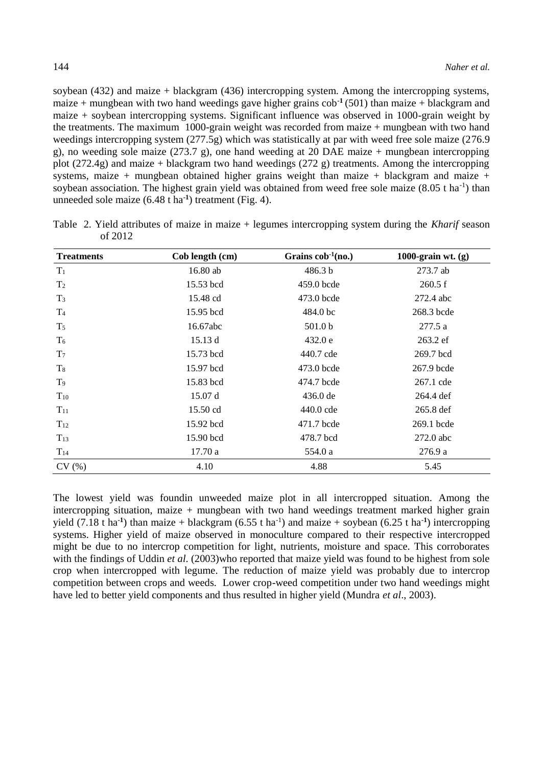soybean (432) and maize + blackgram (436) intercropping system. Among the intercropping systems, maize + mungbean with two hand weedings gave higher grains cob$^{-1}$ (501) than maize + blackgram and maize + soybean intercropping systems. Significant influence was observed in 1000-grain weight by the treatments. The maximum 1000-grain weight was recorded from maize + mungbean with two hand weedings intercropping system (277.5g) which was statistically at par with weed free sole maize (276.9 g), no weeding sole maize (273.7 g), one hand weeding at 20 DAE maize + mungbean intercropping plot (272.4g) and maize + blackgram two hand weedings (272 g) treatments. Among the intercropping systems, maize + mungbean obtained higher grains weight than maize + blackgram and maize + soybean association. The highest grain yield was obtained from weed free sole maize (8.05 t ha$^{-1}$) than unneeded sole maize (6.48 t ha$^{-1}$) treatment (Fig. 4).

Table 2. Yield attributes of maize in maize + legumes intercropping system during the *Kharif* season of 2012

| Treatments | Cob length (cm) | Grains cob$^{-1}$(no.) | 1000-grain wt. (g) |
|---|---|---|---|
| $T_1$ | 16.80 ab | 486.3 b | 273.7 ab |
| $T_2$ | 15.53 bcd | 459.0 bcde | 260.5 f |
| $T_3$ | 15.48 cd | 473.0 bcde | 272.4 abc |
| $T_4$ | 15.95 bcd | 484.0 bc | 268.3 bcde |
| $T_5$ | 16.67abc | 501.0 b | 277.5 a |
| $T_6$ | 15.13 d | 432.0 e | 263.2 ef |
| $T_7$ | 15.73 bcd | 440.7 cde | 269.7 bcd |
| $T_8$ | 15.97 bcd | 473.0 bcde | 267.9 bcde |
| $T_9$ | 15.83 bcd | 474.7 bcde | 267.1 cde |
| $T_{10}$ | 15.07 d | 436.0 de | 264.4 def |
| $T_{11}$ | 15.50 cd | 440.0 cde | 265.8 def |
| $T_{12}$ | 15.92 bcd | 471.7 bcde | 269.1 bcde |
| $T_{13}$ | 15.90 bcd | 478.7 bcd | 272.0 abc |
| $T_{14}$ | 17.70 a | 554.0 a | 276.9 a |
| CV (%) | 4.10 | 4.88 | 5.45 |

The lowest yield was foundin unweeded maize plot in all intercropped situation. Among the intercropping situation, maize + mungbean with two hand weedings treatment marked higher grain yield (7.18 t ha$^{-1}$) than maize + blackgram (6.55 t ha$^{-1}$) and maize + soybean (6.25 t ha$^{-1}$) intercropping systems. Higher yield of maize observed in monoculture compared to their respective intercropped might be due to no intercrop competition for light, nutrients, moisture and space. This corroborates with the findings of Uddin *et al.* (2003)who reported that maize yield was found to be highest from sole crop when intercropped with legume. The reduction of maize yield was probably due to intercrop competition between crops and weeds. Lower crop-weed competition under two hand weedings might have led to better yield components and thus resulted in higher yield (Mundra *et al*., 2003).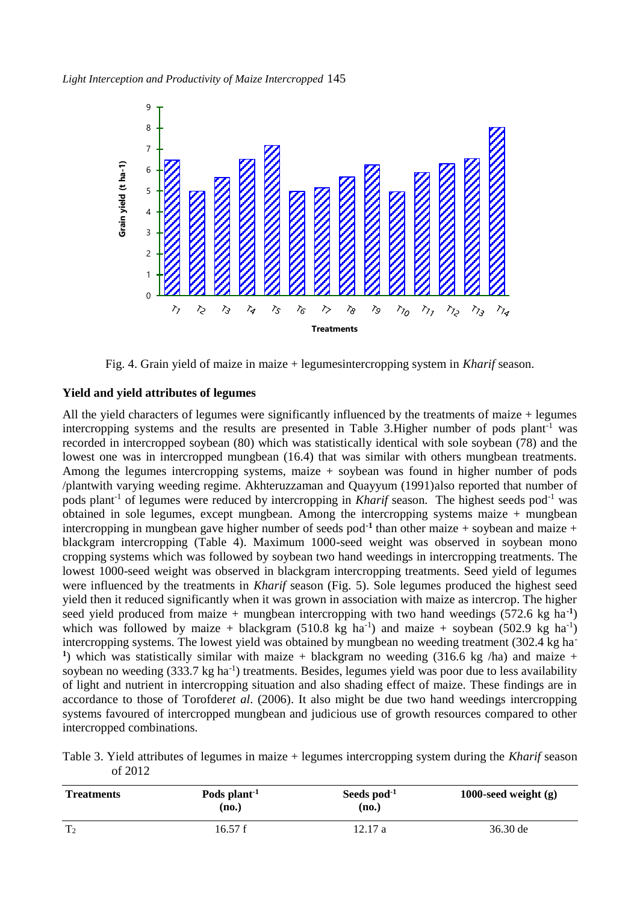Fig. 4. Grain yield of maize in maize + legumesintercropping system in *Kharif* season.

**Yield and yield attributes of legumes**

All the yield characters of legumes were significantly influenced by the treatments of maize + legumes intercropping systems and the results are presented in Table 3.Higher number of pods plant$^{-1}$ was recorded in intercropped soybean (80) which was statistically identical with sole soybean (78) and the lowest one was in intercropped mungbean (16.4) that was similar with others mungbean treatments. Among the legumes intercropping systems, maize + soybean was found in higher number of pods /plantwith varying weeding regime. Akhteruzzaman and Quayyum (1991)also reported that number of pods plant$^{-1}$ of legumes were reduced by intercropping in *Kharif* season. The highest seeds pod$^{-1}$ was obtained in sole legumes, except mungbean. Among the intercropping systems maize + mungbean intercropping in mungbean gave higher number of seeds pod$^{-1}$ than other maize + soybean and maize + blackgram intercropping (Table 4). Maximum 1000-seed weight was observed in soybean mono cropping systems which was followed by soybean two hand weedings in intercropping treatments. The lowest 1000-seed weight was observed in blackgram intercropping treatments. Seed yield of legumes were influenced by the treatments in *Kharif* season (Fig. 5). Sole legumes produced the highest seed yield then it reduced significantly when it was grown in association with maize as intercrop. The higher seed yield produced from maize + mungbean intercropping with two hand weedings (572.6 kg ha$^{-1}$) which was followed by maize + blackgram (510.8 kg ha$^{-1}$) and maize + soybean (502.9 kg ha$^{-1}$) intercropping systems. The lowest yield was obtained by mungbean no weeding treatment (302.4 kg ha$^{-1}$) which was statistically similar with maize + blackgram no weeding (316.6 kg /ha) and maize + soybean no weeding (333.7 kg ha$^{-1}$) treatments. Besides, legumes yield was poor due to less availability of light and nutrient in intercropping situation and also shading effect of maize. These findings are in accordance to those of Torofder*et al*. (2006). It also might be due two hand weedings intercropping systems favoured of intercropped mungbean and judicious use of growth resources compared to other intercropped combinations.

Table 3. Yield attributes of legumes in maize + legumes intercropping system during the *Kharif* season of 2012

| Treatments | Pods plant$^{-1}$ (no.) | Seeds pod$^{-1}$ (no.) | 1000-seed weight (g) |
|---|---|---|---|
| $T_2$ | 16.57 f | 12.17 a | 36.30 de |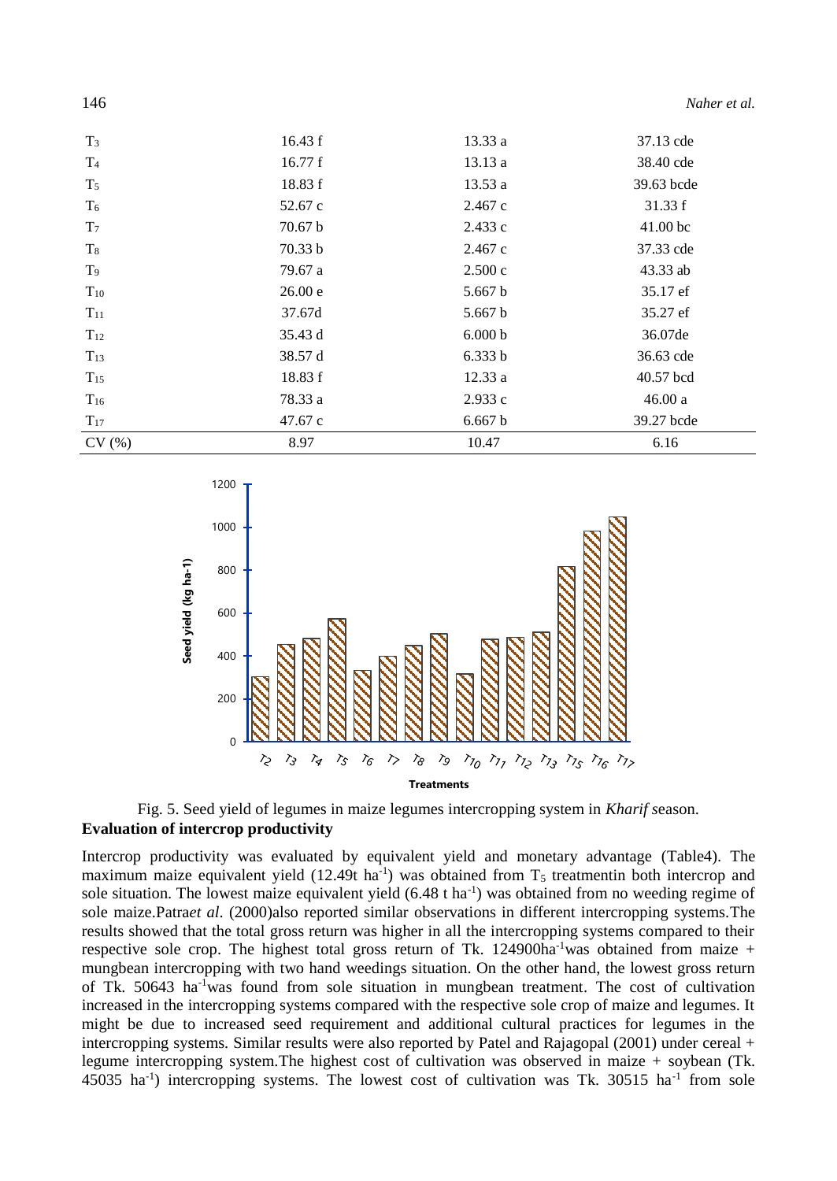| | | | |
|---|---|---|---|
| $T_3$ | 16.43 f | 13.33 a | 37.13 cde |
| $T_4$ | 16.77 f | 13.13 a | 38.40 cde |
| $T_5$ | 18.83 f | 13.53 a | 39.63 bcde |
| $T_6$ | 52.67 c | 2.467 c | 31.33 f |
| $T_7$ | 70.67 b | 2.433 c | 41.00 bc |
| $T_8$ | 70.33 b | 2.467 c | 37.33 cde |
| $T_9$ | 79.67 a | 2.500 c | 43.33 ab |
| $T_{10}$ | 26.00 e | 5.667 b | 35.17 ef |
| $T_{11}$ | 37.67d | 5.667 b | 35.27 ef |
| $T_{12}$ | 35.43 d | 6.000 b | 36.07de |
| $T_{13}$ | 38.57 d | 6.333 b | 36.63 cde |
| $T_{15}$ | 18.83 f | 12.33 a | 40.57 bcd |
| $T_{16}$ | 78.33 a | 2.933 c | 46.00 a |
| $T_{17}$ | 47.67 c | 6.667 b | 39.27 bcde |
| CV (%) | 8.97 | 10.47 | 6.16 |

Fig. 5. Seed yield of legumes in maize legumes intercropping system in *Kharif* season.

**Evaluation of intercrop productivity**

Intercrop productivity was evaluated by equivalent yield and monetary advantage (Table4). The maximum maize equivalent yield (12.49t $ha^{-1}$) was obtained from $T_5$ treatmentin both intercrop and sole situation. The lowest maize equivalent yield (6.48 t $ha^{-1}$) was obtained from no weeding regime of sole maize.Patra*et al*. (2000)also reported similar observations in different intercropping systems.The results showed that the total gross return was higher in all the intercropping systems compared to their respective sole crop. The highest total gross return of Tk. 124900$ha^{-1}$was obtained from maize + mungbean intercropping with two hand weedings situation. On the other hand, the lowest gross return of Tk. 50643 $ha^{-1}$was found from sole situation in mungbean treatment. The cost of cultivation increased in the intercropping systems compared with the respective sole crop of maize and legumes. It might be due to increased seed requirement and additional cultural practices for legumes in the intercropping systems. Similar results were also reported by Patel and Rajagopal (2001) under cereal + legume intercropping system.The highest cost of cultivation was observed in maize + soybean (Tk. 45035 $ha^{-1}$) intercropping systems. The lowest cost of cultivation was Tk. 30515 $ha^{-1}$ from sole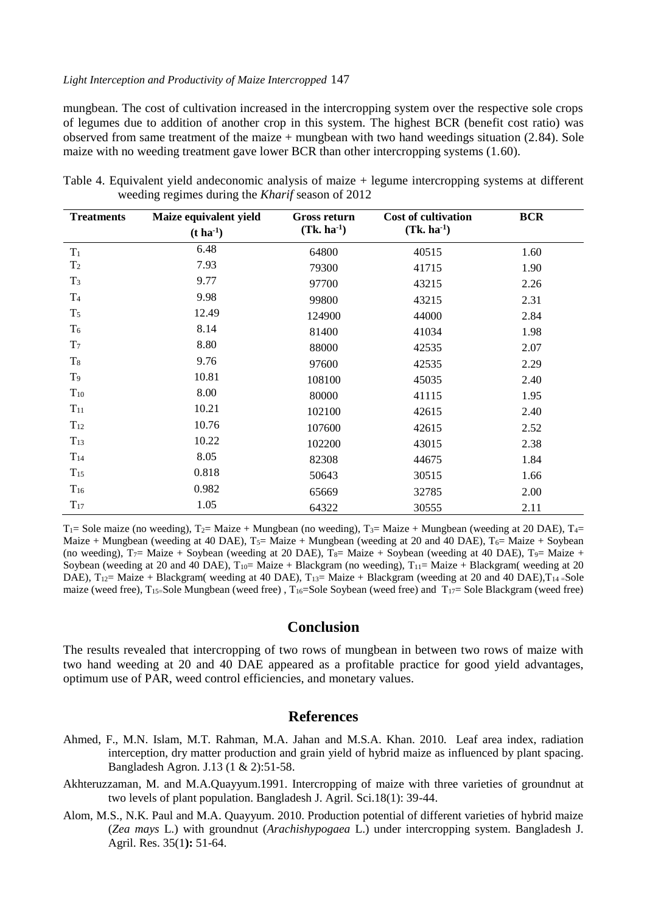mungbean. The cost of cultivation increased in the intercropping system over the respective sole crops of legumes due to addition of another crop in this system. The highest BCR (benefit cost ratio) was observed from same treatment of the maize + mungbean with two hand weedings situation (2.84). Sole maize with no weeding treatment gave lower BCR than other intercropping systems (1.60).

Table 4. Equivalent yield andeconomic analysis of maize + legume intercropping systems at different weeding regimes during the *Kharif* season of 2012

| Treatments | Maize equivalent yield ($t\ ha^{-1}$) | Gross return ($Tk.\ ha^{-1}$) | Cost of cultivation ($Tk.\ ha^{-1}$) | BCR |
|---|---|---|---|---|
| $T_1$ | 6.48 | 64800 | 40515 | 1.60 |
| $T_2$ | 7.93 | 79300 | 41715 | 1.90 |
| $T_3$ | 9.77 | 97700 | 43215 | 2.26 |
| $T_4$ | 9.98 | 99800 | 43215 | 2.31 |
| $T_5$ | 12.49 | 124900 | 44000 | 2.84 |
| $T_6$ | 8.14 | 81400 | 41034 | 1.98 |
| $T_7$ | 8.80 | 88000 | 42535 | 2.07 |
| $T_8$ | 9.76 | 97600 | 42535 | 2.29 |
| $T_9$ | 10.81 | 108100 | 45035 | 2.40 |
| $T_{10}$ | 8.00 | 80000 | 41115 | 1.95 |
| $T_{11}$ | 10.21 | 102100 | 42615 | 2.40 |
| $T_{12}$ | 10.76 | 107600 | 42615 | 2.52 |
| $T_{13}$ | 10.22 | 102200 | 43015 | 2.38 |
| $T_{14}$ | 8.05 | 82308 | 44675 | 1.84 |
| $T_{15}$ | 0.818 | 50643 | 30515 | 1.66 |
| $T_{16}$ | 0.982 | 65669 | 32785 | 2.00 |
| $T_{17}$ | 1.05 | 64322 | 30555 | 2.11 |

$T_1$= Sole maize (no weeding), $T_2$= Maize + Mungbean (no weeding), $T_3$= Maize + Mungbean (weeding at 20 DAE), $T_4$= Maize + Mungbean (weeding at 40 DAE), $T_5$= Maize + Mungbean (weeding at 20 and 40 DAE), $T_6$= Maize + Soybean (no weeding), $T_7$= Maize + Soybean (weeding at 20 DAE), $T_8$= Maize + Soybean (weeding at 40 DAE), $T_9$= Maize + Soybean (weeding at 20 and 40 DAE), $T_{10}$= Maize + Blackgram (no weeding), $T_{11}$= Maize + Blackgram( weeding at 20 DAE), $T_{12}$= Maize + Blackgram( weeding at 40 DAE), $T_{13}$= Maize + Blackgram (weeding at 20 and 40 DAE),$T_{14}$ =Sole maize (weed free), $T_{15}$=Sole Mungbean (weed free) , $T_{16}$=Sole Soybean (weed free) and $T_{17}$= Sole Blackgram (weed free)

## Conclusion

The results revealed that intercropping of two rows of mungbean in between two rows of maize with two hand weeding at 20 and 40 DAE appeared as a profitable practice for good yield advantages, optimum use of PAR, weed control efficiencies, and monetary values.

## References

Ahmed, F., M.N. Islam, M.T. Rahman, M.A. Jahan and M.S.A. Khan. 2010. Leaf area index, radiation interception, dry matter production and grain yield of hybrid maize as influenced by plant spacing. Bangladesh Agron. J.13 (1 & 2):51-58.

Akhteruzzaman, M. and M.A.Quayyum.1991. Intercropping of maize with three varieties of groundnut at two levels of plant population. Bangladesh J. Agril. Sci.18(1): 39-44.

Alom, M.S., N.K. Paul and M.A. Quayyum. 2010. Production potential of different varieties of hybrid maize (*Zea mays* L.) with groundnut (*Arachishypogaea* L.) under intercropping system. Bangladesh J. Agril. Res. 35(1**):** 51-64.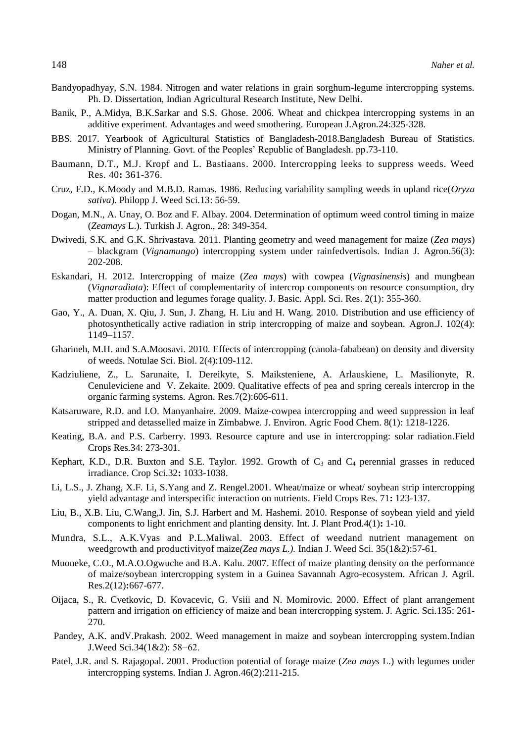Bandyopadhyay, S.N. 1984. Nitrogen and water relations in grain sorghum-legume intercropping systems. Ph. D. Dissertation, Indian Agricultural Research Institute, New Delhi.

Banik, P., A.Midya, B.K.Sarkar and S.S. Ghose. 2006. Wheat and chickpea intercropping systems in an additive experiment. Advantages and weed smothering. European J.Agron.24:325-328.

BBS. 2017. Yearbook of Agricultural Statistics of Bangladesh-2018.Bangladesh Bureau of Statistics. Ministry of Planning. Govt. of the Peoples' Republic of Bangladesh. pp.73-110.

Baumann, D.T., M.J. Kropf and L. Bastiaans. 2000. Intercropping leeks to suppress weeds. Weed Res. 40**:** 361-376.

Cruz, F.D., K.Moody and M.B.D. Ramas. 1986. Reducing variability sampling weeds in upland rice(*Oryza sativa*). Philopp J. Weed Sci.13: 56-59.

Dogan, M.N., A. Unay, O. Boz and F. Albay. 2004. Determination of optimum weed control timing in maize (*Zeamays* L.). Turkish J. Agron., 28: 349-354.

Dwivedi, S.K. and G.K. Shrivastava. 2011. Planting geometry and weed management for maize (*Zea mays*) – blackgram (*Vignamungo*) intercropping system under rainfedvertisols. Indian J. Agron.56(3): 202-208.

Eskandari, H. 2012. Intercropping of maize (*Zea mays*) with cowpea (*Vignasinensis*) and mungbean (*Vignaradiata*): Effect of complementarity of intercrop components on resource consumption, dry matter production and legumes forage quality. J. Basic. Appl. Sci. Res. 2(1): 355-360.

Gao, Y., A. Duan, X. Qiu, J. Sun, J. Zhang, H. Liu and H. Wang. 2010. Distribution and use efficiency of photosynthetically active radiation in strip intercropping of maize and soybean. Agron.J. 102(4): 1149–1157.

Gharineh, M.H. and S.A.Moosavi. 2010. Effects of intercropping (canola-fababean) on density and diversity of weeds. Notulae Sci. Biol. 2(4):109-112.

Kadziuliene, Z., L. Sarunaite, I. Dereikyte, S. Maiksteniene, A. Arlauskiene, L. Masilionyte, R. Cenuleviciene and V. Zekaite. 2009. Qualitative effects of pea and spring cereals intercrop in the organic farming systems. Agron. Res.7(2):606-611.

Katsaruware, R.D. and I.O. Manyanhaire. 2009. Maize-cowpea intercropping and weed suppression in leaf stripped and detasselled maize in Zimbabwe. J. Environ. Agric Food Chem. 8(1): 1218-1226.

Keating, B.A. and P.S. Carberry. 1993. Resource capture and use in intercropping: solar radiation.Field Crops Res.34: 273-301.

Kephart, K.D., D.R. Buxton and S.E. Taylor. 1992. Growth of $C_3$ and $C_4$ perennial grasses in reduced irradiance. Crop Sci.32**:** 1033-1038.

Li, L.S., J. Zhang, X.F. Li, S.Yang and Z. Rengel.2001. Wheat/maize or wheat/ soybean strip intercropping yield advantage and interspecific interaction on nutrients. Field Crops Res. 71**:** 123-137.

Liu, B., X.B. Liu, C.Wang,J. Jin, S.J. Harbert and M. Hashemi. 2010. Response of soybean yield and yield components to light enrichment and planting density. Int. J. Plant Prod.4(1)**:** 1-10.

Mundra, S.L., A.K.Vyas and P.L.Maliwal. 2003. Effect of weedand nutrient management on weedgrowth and productivityof maize*(Zea mays L.).* Indian J. Weed Sci. 35(1&2):57-61.

Muoneke, C.O., M.A.O.Ogwuche and B.A. Kalu. 2007. Effect of maize planting density on the performance of maize/soybean intercropping system in a Guinea Savannah Agro-ecosystem. African J. Agril. Res.2(12)**:**667-677.

Oijaca, S., R. Cvetkovic, D. Kovacevic, G. Vsiii and N. Momirovic. 2000. Effect of plant arrangement pattern and irrigation on efficiency of maize and bean intercropping system. J. Agric. Sci.135: 261-270.

Pandey, A.K. andV.Prakash. 2002. Weed management in maize and soybean intercropping system.Indian J.Weed Sci.34(1&2): 58−62.

Patel, J.R. and S. Rajagopal. 2001. Production potential of forage maize (*Zea mays* L.) with legumes under intercropping systems. Indian J. Agron.46(2):211-215.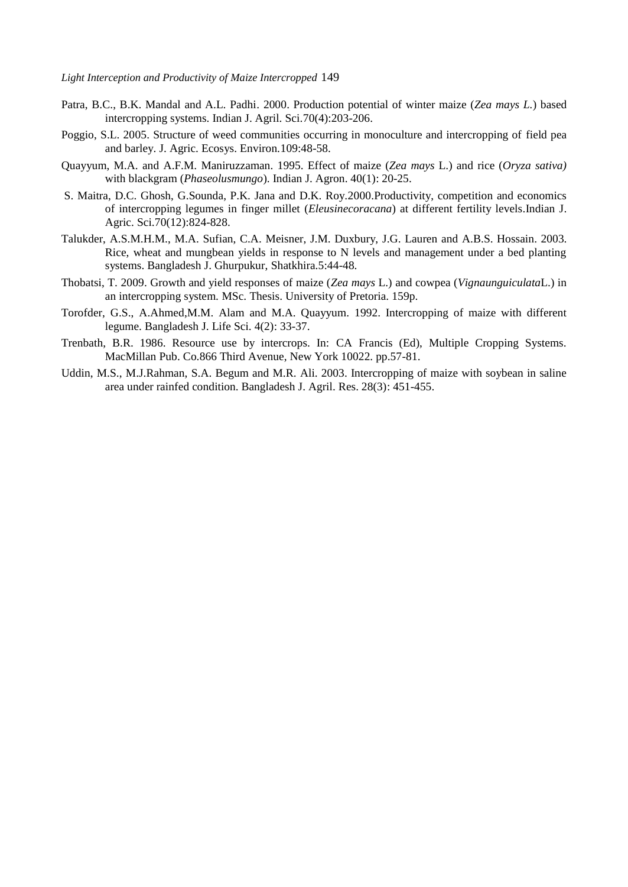Patra, B.C., B.K. Mandal and A.L. Padhi. 2000. Production potential of winter maize (*Zea mays L.*) based intercropping systems. Indian J. Agril. Sci.70(4):203-206.

Poggio, S.L. 2005. Structure of weed communities occurring in monoculture and intercropping of field pea and barley. J. Agric. Ecosys. Environ.109:48-58.

Quayyum, M.A. and A.F.M. Maniruzzaman. 1995. Effect of maize (*Zea mays* L.) and rice (*Oryza sativa)* with blackgram (*Phaseolusmungo*). Indian J. Agron. 40(1): 20-25.

S. Maitra, D.C. Ghosh, G.Sounda, P.K. Jana and D.K. Roy.2000.Productivity, competition and economics of intercropping legumes in finger millet (*Eleusinecoracana*) at different fertility levels.Indian J. Agric. Sci.70(12):824-828.

Talukder, A.S.M.H.M., M.A. Sufian, C.A. Meisner, J.M. Duxbury, J.G. Lauren and A.B.S. Hossain. 2003. Rice, wheat and mungbean yields in response to N levels and management under a bed planting systems. Bangladesh J. Ghurpukur, Shatkhira.5:44-48.

Thobatsi, T. 2009. Growth and yield responses of maize (*Zea mays* L.) and cowpea (*Vignaunguiculata*L.) in an intercropping system. MSc. Thesis. University of Pretoria. 159p.

Torofder, G.S., A.Ahmed,M.M. Alam and M.A. Quayyum. 1992. Intercropping of maize with different legume. Bangladesh J. Life Sci. 4(2): 33-37.

Trenbath, B.R. 1986. Resource use by intercrops. In: CA Francis (Ed), Multiple Cropping Systems. MacMillan Pub. Co.866 Third Avenue, New York 10022. pp.57-81.

Uddin, M.S., M.J.Rahman, S.A. Begum and M.R. Ali. 2003. Intercropping of maize with soybean in saline area under rainfed condition. Bangladesh J. Agril. Res. 28(3): 451-455.